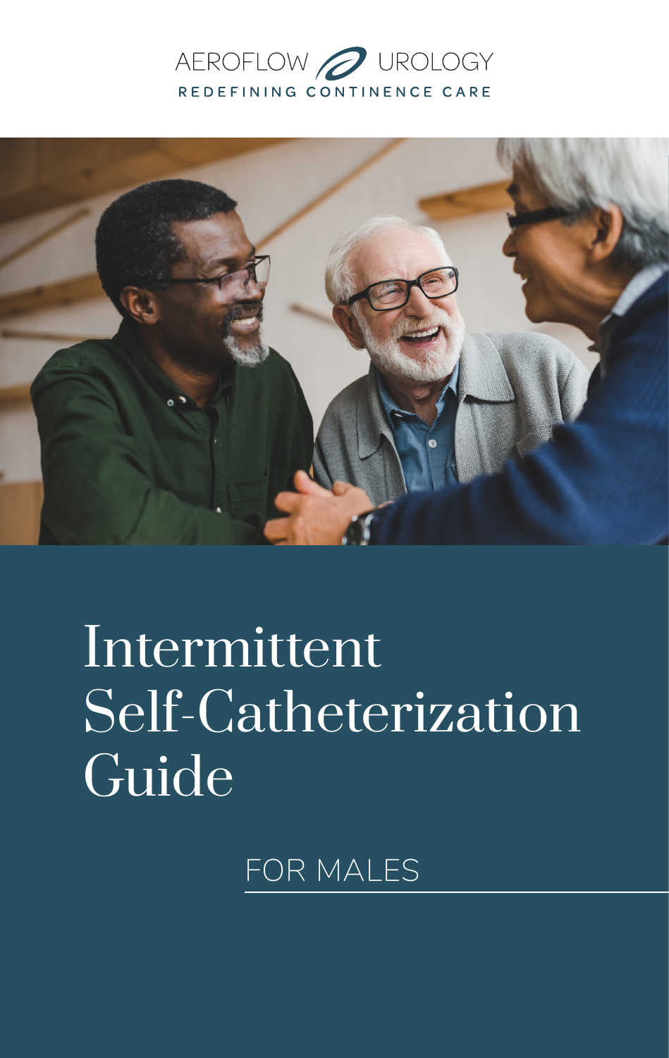AEROFLOW UROLOGY

REDEFINING CONTINENCE CARE

# Intermittent Self-Catheterization Guide

FOR MALES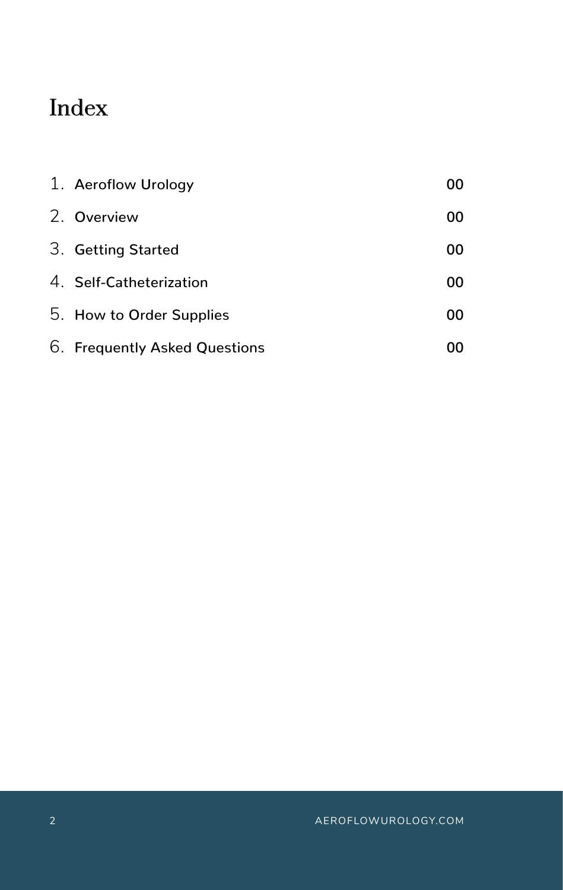# Index

| | | |
|---|---|---|
| 1. | **Aeroflow Urology** | **00** |
| 2. | **Overview** | **00** |
| 3. | **Getting Started** | **00** |
| 4. | **Self-Catheterization** | **00** |
| 5. | **How to Order Supplies** | **00** |
| 6. | **Frequently Asked Questions** | **00** |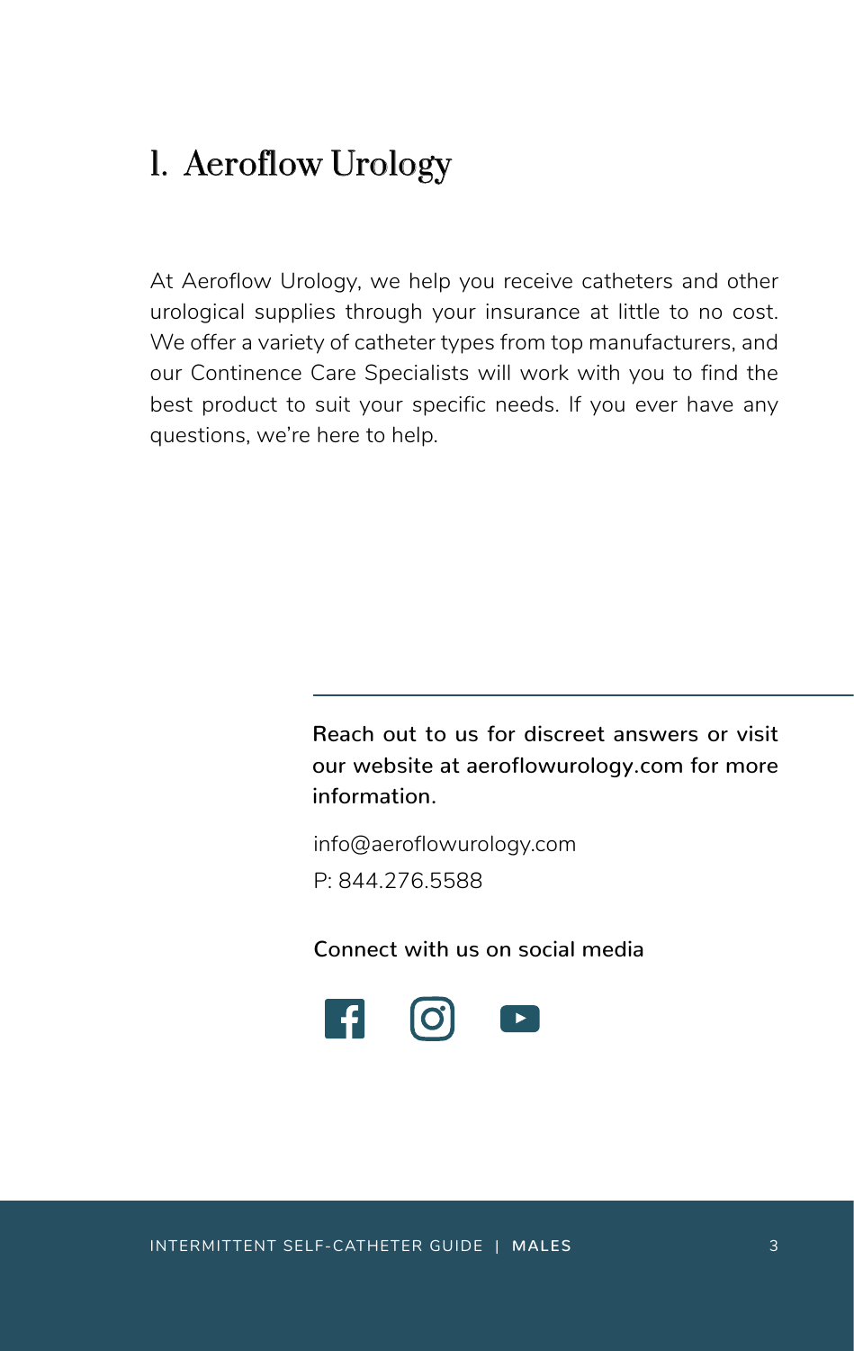# 1. Aeroflow Urology

At Aeroflow Urology, we help you receive catheters and other urological supplies through your insurance at little to no cost. We offer a variety of catheter types from top manufacturers, and our Continence Care Specialists will work with you to find the best product to suit your specific needs. If you ever have any questions, we're here to help.

---

**Reach out to us for discreet answers or visit our website at aeroflowurology.com for more information.**

info@aeroflowurology.com

P: 844.276.5588

**Connect with us on social media**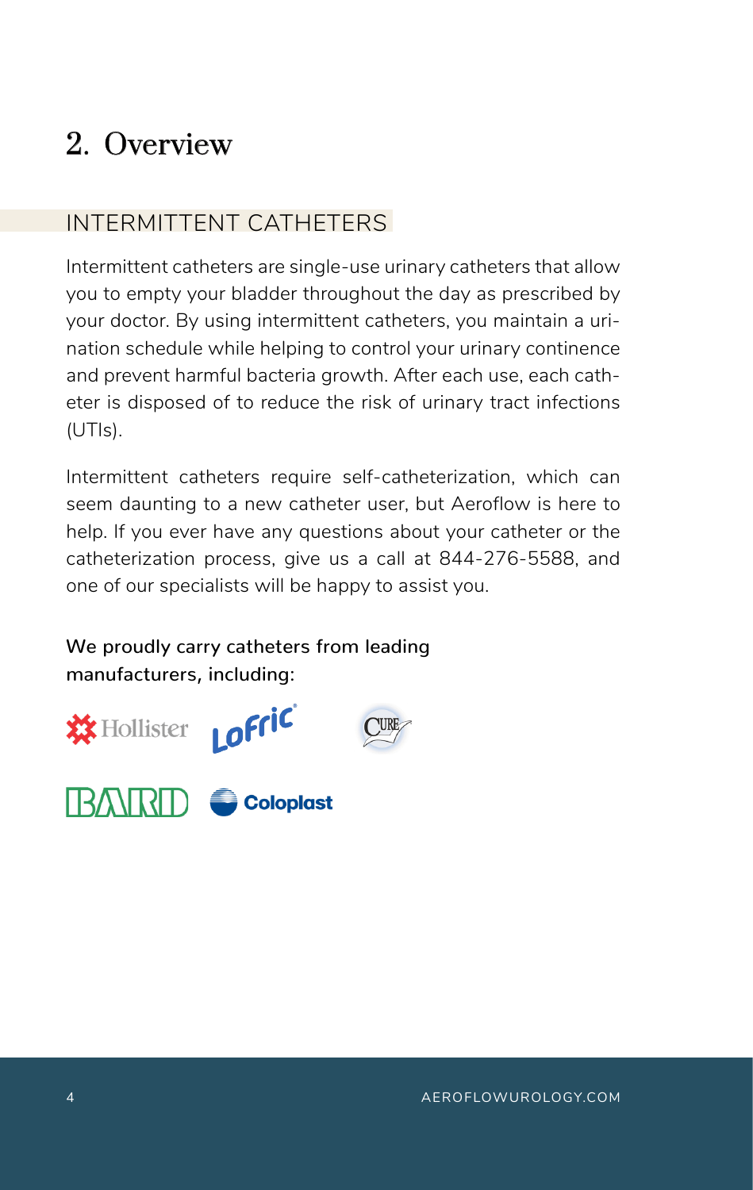# 2. Overview

## INTERMITTENT CATHETERS

Intermittent catheters are single-use urinary catheters that allow you to empty your bladder throughout the day as prescribed by your doctor. By using intermittent catheters, you maintain a urination schedule while helping to control your urinary continence and prevent harmful bacteria growth. After each use, each catheter is disposed of to reduce the risk of urinary tract infections (UTIs).

Intermittent catheters require self-catheterization, which can seem daunting to a new catheter user, but Aeroflow is here to help. If you ever have any questions about your catheter or the catheterization process, give us a call at 844-276-5588, and one of our specialists will be happy to assist you.

**We proudly carry catheters from leading manufacturers, including:**

Hollister, LoFric, Cure, BARD, Coloplast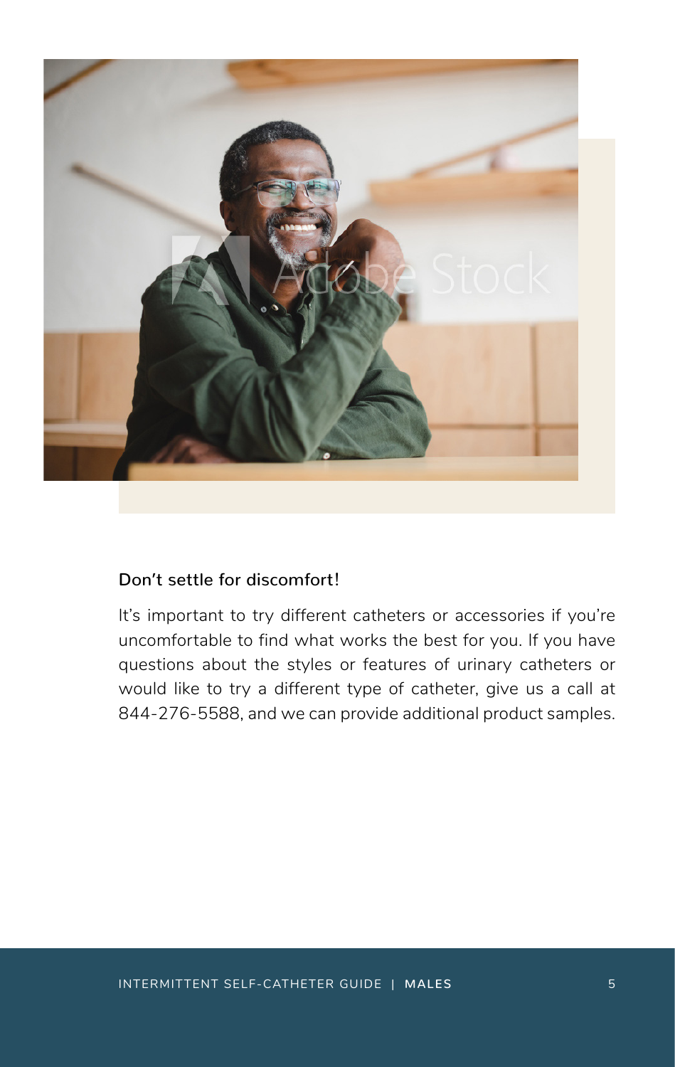**Don't settle for discomfort!**

It's important to try different catheters or accessories if you're uncomfortable to find what works the best for you. If you have questions about the styles or features of urinary catheters or would like to try a different type of catheter, give us a call at 844-276-5588, and we can provide additional product samples.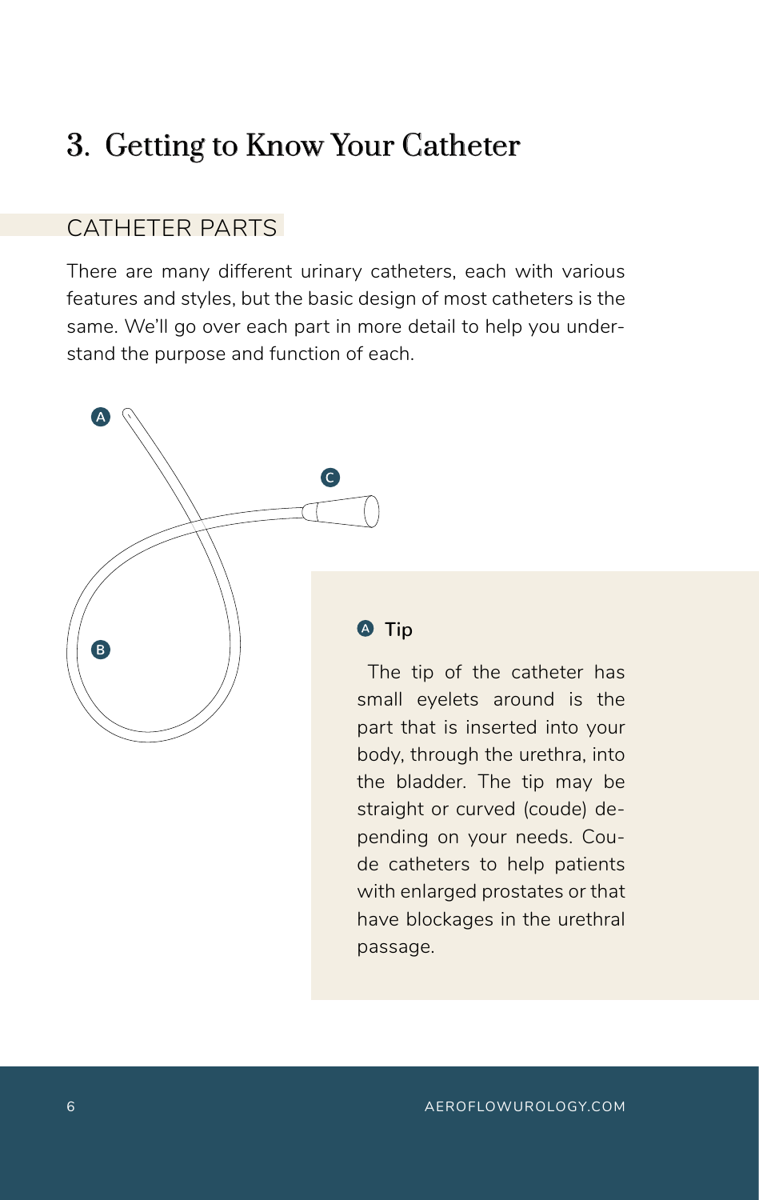# 3. Getting to Know Your Catheter

## CATHETER PARTS

There are many different urinary catheters, each with various features and styles, but the basic design of most catheters is the same. We'll go over each part in more detail to help you understand the purpose and function of each.

A

C

B

### A Tip

The tip of the catheter has small eyelets around is the part that is inserted into your body, through the urethra, into the bladder. The tip may be straight or curved (coude) depending on your needs. Coude catheters to help patients with enlarged prostates or that have blockages in the urethral passage.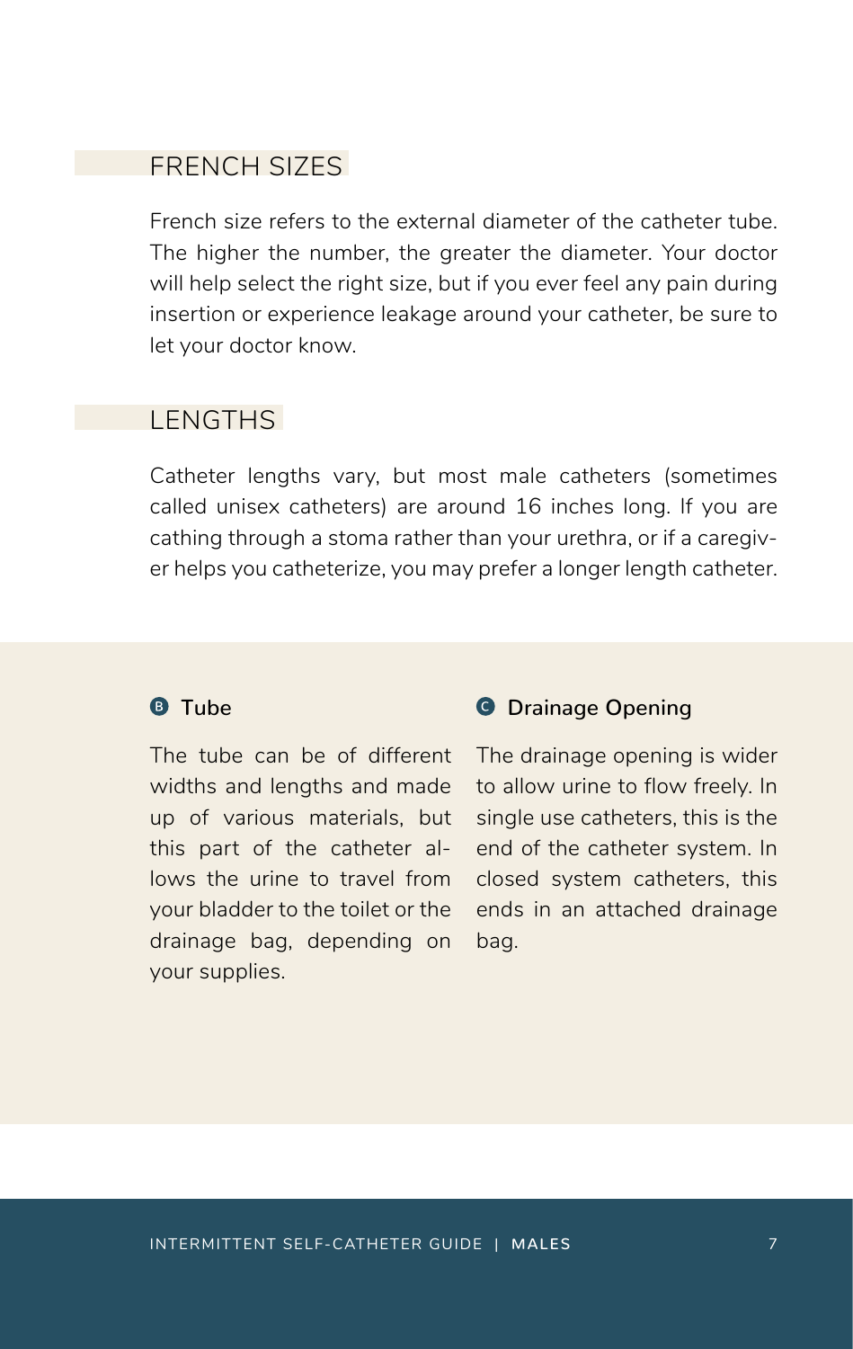## FRENCH SIZES

French size refers to the external diameter of the catheter tube. The higher the number, the greater the diameter. Your doctor will help select the right size, but if you ever feel any pain during insertion or experience leakage around your catheter, be sure to let your doctor know.

## LENGTHS

Catheter lengths vary, but most male catheters (sometimes called unisex catheters) are around 16 inches long. If you are cathing through a stoma rather than your urethra, or if a caregiver helps you catheterize, you may prefer a longer length catheter.

### B Tube

The tube can be of different widths and lengths and made up of various materials, but this part of the catheter allows the urine to travel from your bladder to the toilet or the drainage bag, depending on your supplies.

### C Drainage Opening

The drainage opening is wider to allow urine to flow freely. In single use catheters, this is the end of the catheter system. In closed system catheters, this ends in an attached drainage bag.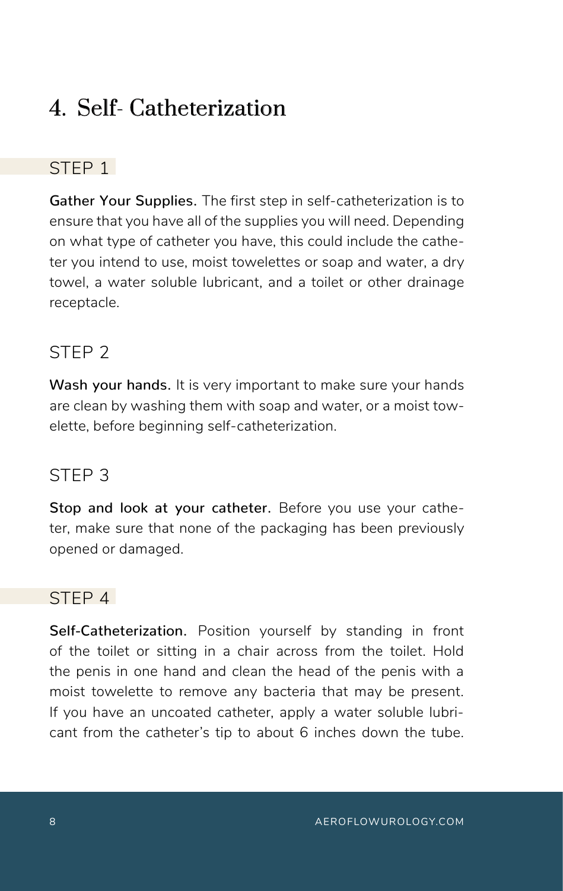# 4. Self- Catheterization

## STEP 1

**Gather Your Supplies.** The first step in self-catheterization is to ensure that you have all of the supplies you will need. Depending on what type of catheter you have, this could include the catheter you intend to use, moist towelettes or soap and water, a dry towel, a water soluble lubricant, and a toilet or other drainage receptacle.

## STEP 2

**Wash your hands.** It is very important to make sure your hands are clean by washing them with soap and water, or a moist towelette, before beginning self-catheterization.

## STEP 3

**Stop and look at your catheter.** Before you use your catheter, make sure that none of the packaging has been previously opened or damaged.

## STEP 4

**Self-Catheterization.** Position yourself by standing in front of the toilet or sitting in a chair across from the toilet. Hold the penis in one hand and clean the head of the penis with a moist towelette to remove any bacteria that may be present. If you have an uncoated catheter, apply a water soluble lubricant from the catheter's tip to about 6 inches down the tube.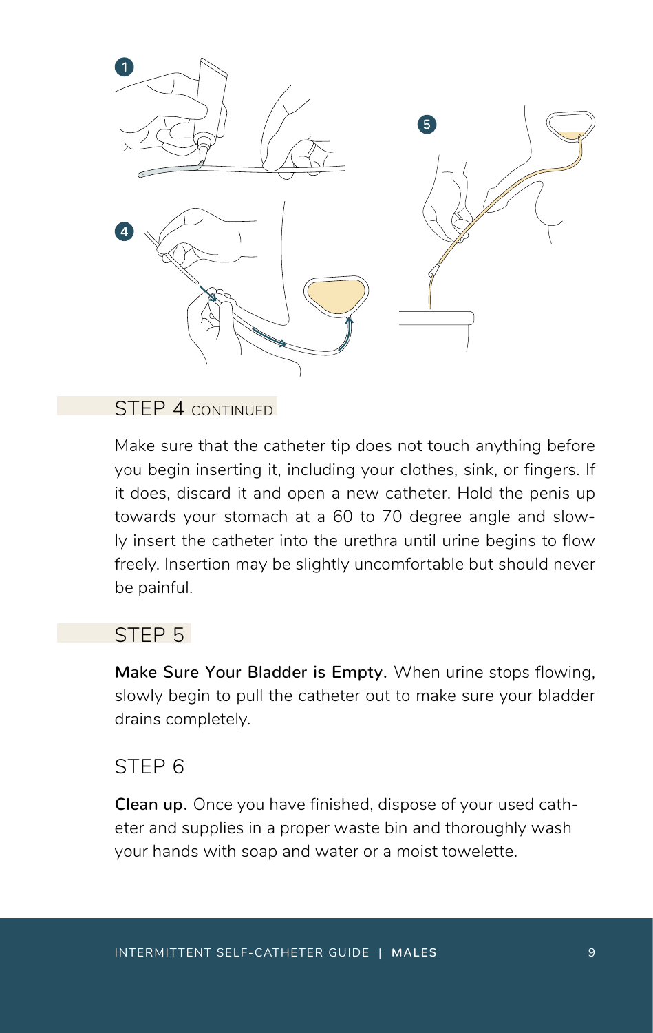## STEP 4 CONTINUED

Make sure that the catheter tip does not touch anything before you begin inserting it, including your clothes, sink, or fingers. If it does, discard it and open a new catheter. Hold the penis up towards your stomach at a 60 to 70 degree angle and slowly insert the catheter into the urethra until urine begins to flow freely. Insertion may be slightly uncomfortable but should never be painful.

## STEP 5

**Make Sure Your Bladder is Empty.** When urine stops flowing, slowly begin to pull the catheter out to make sure your bladder drains completely.

## STEP 6

**Clean up.** Once you have finished, dispose of your used catheter and supplies in a proper waste bin and thoroughly wash your hands with soap and water or a moist towelette.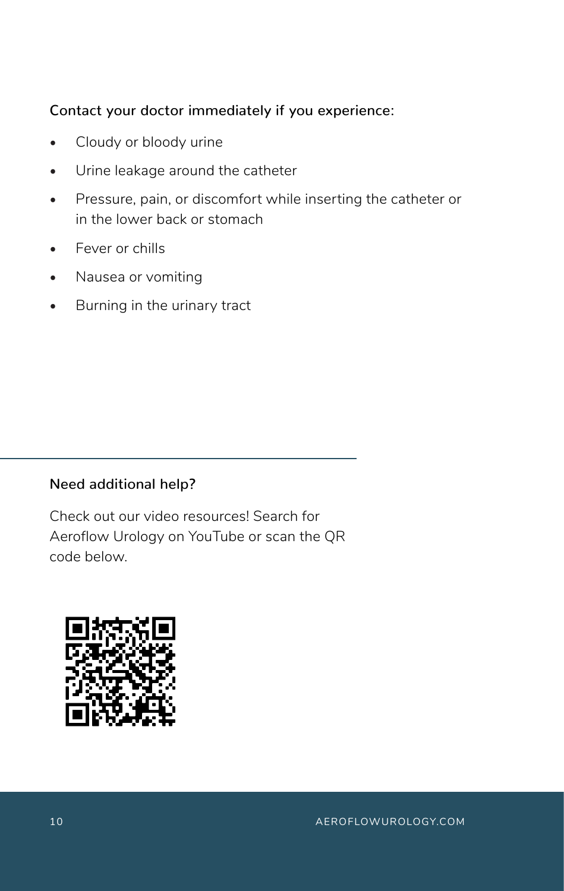**Contact your doctor immediately if you experience:**

- Cloudy or bloody urine
- Urine leakage around the catheter
- Pressure, pain, or discomfort while inserting the catheter or in the lower back or stomach
- Fever or chills
- Nausea or vomiting
- Burning in the urinary tract

---

**Need additional help?**

Check out our video resources! Search for Aeroflow Urology on YouTube or scan the QR code below.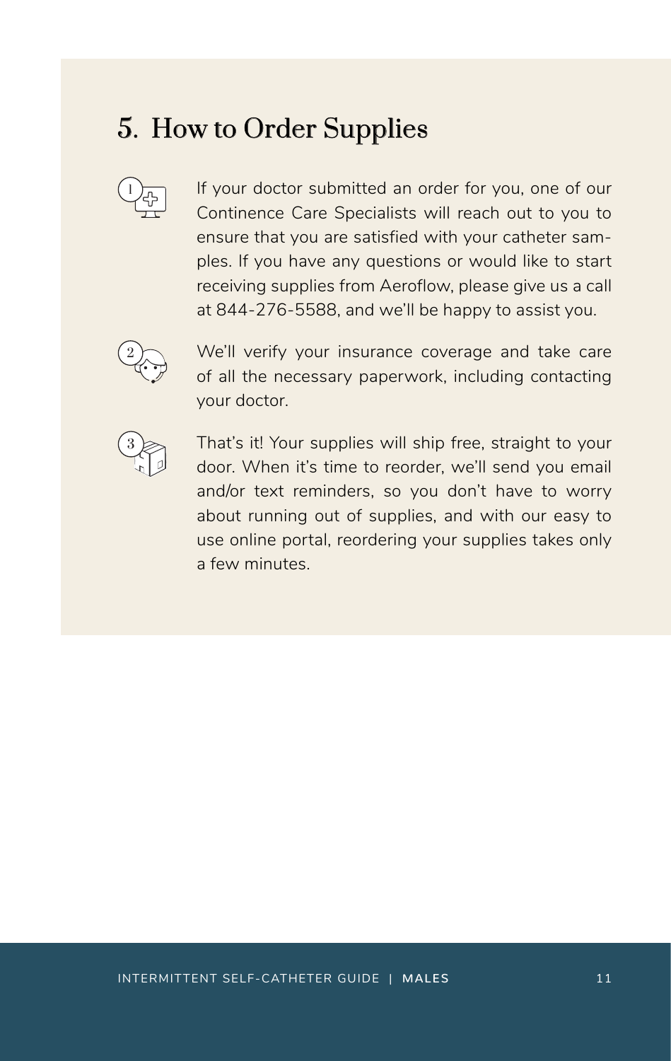## 5. How to Order Supplies

1. If your doctor submitted an order for you, one of our Continence Care Specialists will reach out to you to ensure that you are satisfied with your catheter samples. If you have any questions or would like to start receiving supplies from Aeroflow, please give us a call at 844-276-5588, and we'll be happy to assist you.

2. We'll verify your insurance coverage and take care of all the necessary paperwork, including contacting your doctor.

3. That's it! Your supplies will ship free, straight to your door. When it's time to reorder, we'll send you email and/or text reminders, so you don't have to worry about running out of supplies, and with our easy to use online portal, reordering your supplies takes only a few minutes.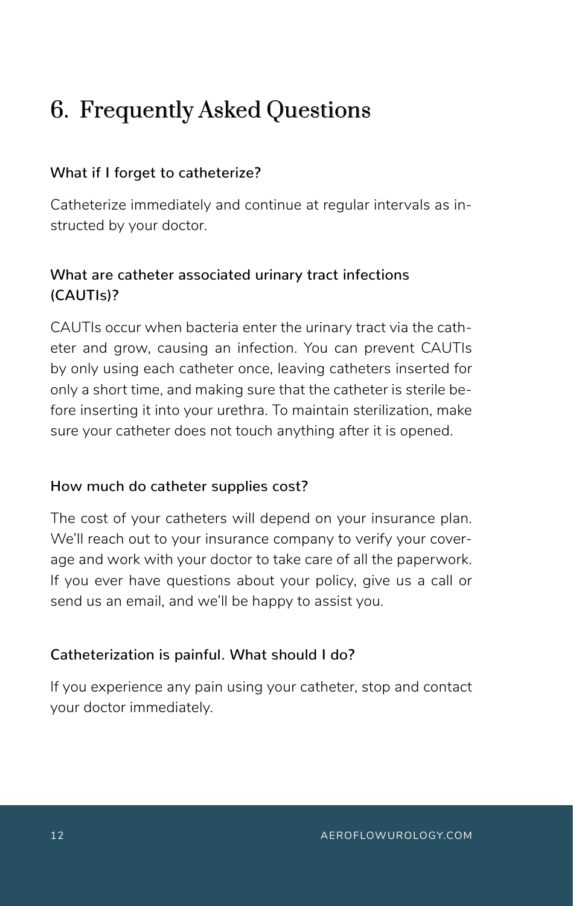# 6. Frequently Asked Questions

**What if I forget to catheterize?**

Catheterize immediately and continue at regular intervals as instructed by your doctor.

**What are catheter associated urinary tract infections (CAUTIs)?**

CAUTIs occur when bacteria enter the urinary tract via the catheter and grow, causing an infection. You can prevent CAUTIs by only using each catheter once, leaving catheters inserted for only a short time, and making sure that the catheter is sterile before inserting it into your urethra. To maintain sterilization, make sure your catheter does not touch anything after it is opened.

**How much do catheter supplies cost?**

The cost of your catheters will depend on your insurance plan. We'll reach out to your insurance company to verify your coverage and work with your doctor to take care of all the paperwork. If you ever have questions about your policy, give us a call or send us an email, and we'll be happy to assist you.

**Catheterization is painful. What should I do?**

If you experience any pain using your catheter, stop and contact your doctor immediately.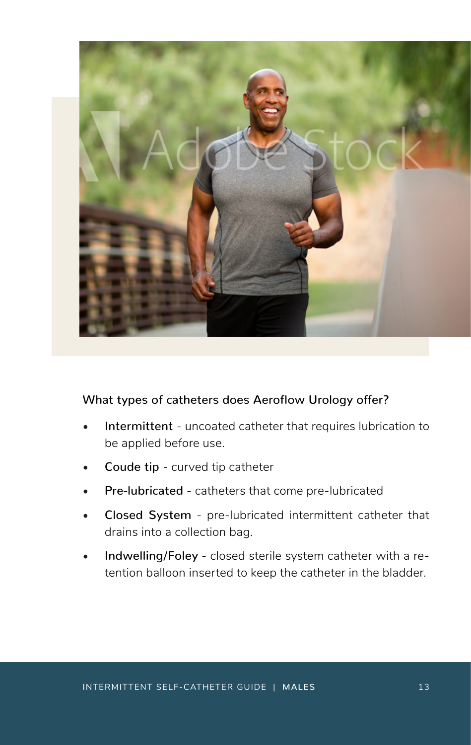**What types of catheters does Aeroflow Urology offer?**

- **Intermittent** - uncoated catheter that requires lubrication to be applied before use.
- **Coude tip** - curved tip catheter
- **Pre-lubricated** - catheters that come pre-lubricated
- **Closed System** - pre-lubricated intermittent catheter that drains into a collection bag.
- **Indwelling/Foley** - closed sterile system catheter with a retention balloon inserted to keep the catheter in the bladder.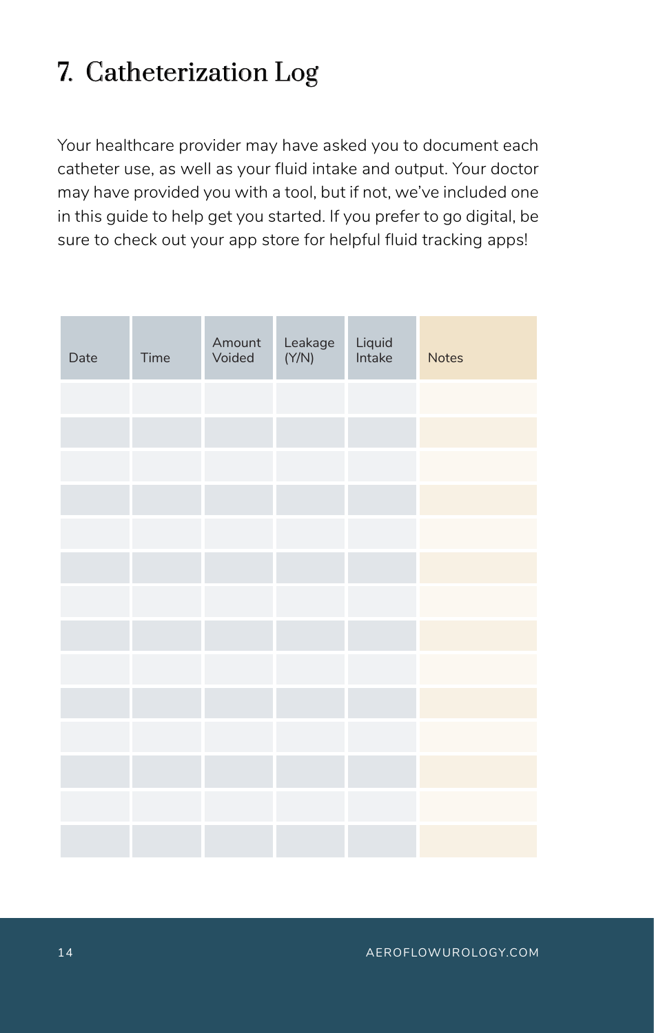# 7. Catheterization Log

Your healthcare provider may have asked you to document each catheter use, as well as your fluid intake and output. Your doctor may have provided you with a tool, but if not, we've included one in this guide to help get you started. If you prefer to go digital, be sure to check out your app store for helpful fluid tracking apps!

| Date | Time | Amount Voided | Leakage (Y/N) | Liquid Intake | Notes |
|---|---|---|---|---|---|
| | | | | | |
| | | | | | |
| | | | | | |
| | | | | | |
| | | | | | |
| | | | | | |
| | | | | | |
| | | | | | |
| | | | | | |
| | | | | | |
| | | | | | |
| | | | | | |
| | | | | | |
| | | | | | |

AEROFLOWUROLOGY.COM